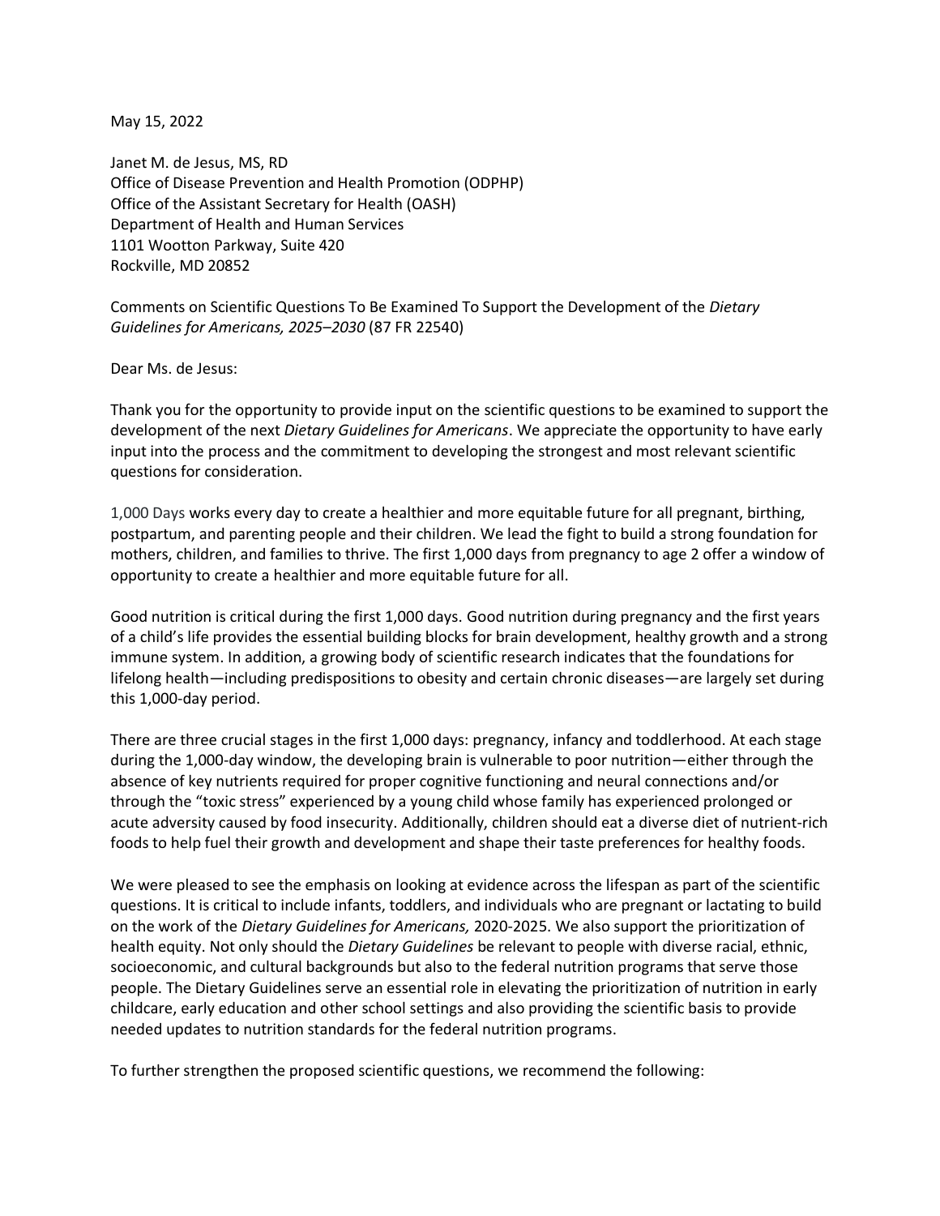May 15, 2022

Janet M. de Jesus, MS, RD
Office of Disease Prevention and Health Promotion (ODPHP)
Office of the Assistant Secretary for Health (OASH)
Department of Health and Human Services
1101 Wootton Parkway, Suite 420
Rockville, MD 20852

Comments on Scientific Questions To Be Examined To Support the Development of the *Dietary Guidelines for Americans, 2025–2030* (87 FR 22540)

Dear Ms. de Jesus:

Thank you for the opportunity to provide input on the scientific questions to be examined to support the development of the next *Dietary Guidelines for Americans*. We appreciate the opportunity to have early input into the process and the commitment to developing the strongest and most relevant scientific questions for consideration.

1,000 Days works every day to create a healthier and more equitable future for all pregnant, birthing, postpartum, and parenting people and their children. We lead the fight to build a strong foundation for mothers, children, and families to thrive. The first 1,000 days from pregnancy to age 2 offer a window of opportunity to create a healthier and more equitable future for all.

Good nutrition is critical during the first 1,000 days. Good nutrition during pregnancy and the first years of a child's life provides the essential building blocks for brain development, healthy growth and a strong immune system. In addition, a growing body of scientific research indicates that the foundations for lifelong health—including predispositions to obesity and certain chronic diseases—are largely set during this 1,000-day period.

There are three crucial stages in the first 1,000 days: pregnancy, infancy and toddlerhood. At each stage during the 1,000-day window, the developing brain is vulnerable to poor nutrition—either through the absence of key nutrients required for proper cognitive functioning and neural connections and/or through the "toxic stress" experienced by a young child whose family has experienced prolonged or acute adversity caused by food insecurity. Additionally, children should eat a diverse diet of nutrient-rich foods to help fuel their growth and development and shape their taste preferences for healthy foods.

We were pleased to see the emphasis on looking at evidence across the lifespan as part of the scientific questions. It is critical to include infants, toddlers, and individuals who are pregnant or lactating to build on the work of the *Dietary Guidelines for Americans,* 2020-2025. We also support the prioritization of health equity. Not only should the *Dietary Guidelines* be relevant to people with diverse racial, ethnic, socioeconomic, and cultural backgrounds but also to the federal nutrition programs that serve those people. The Dietary Guidelines serve an essential role in elevating the prioritization of nutrition in early childcare, early education and other school settings and also providing the scientific basis to provide needed updates to nutrition standards for the federal nutrition programs.

To further strengthen the proposed scientific questions, we recommend the following: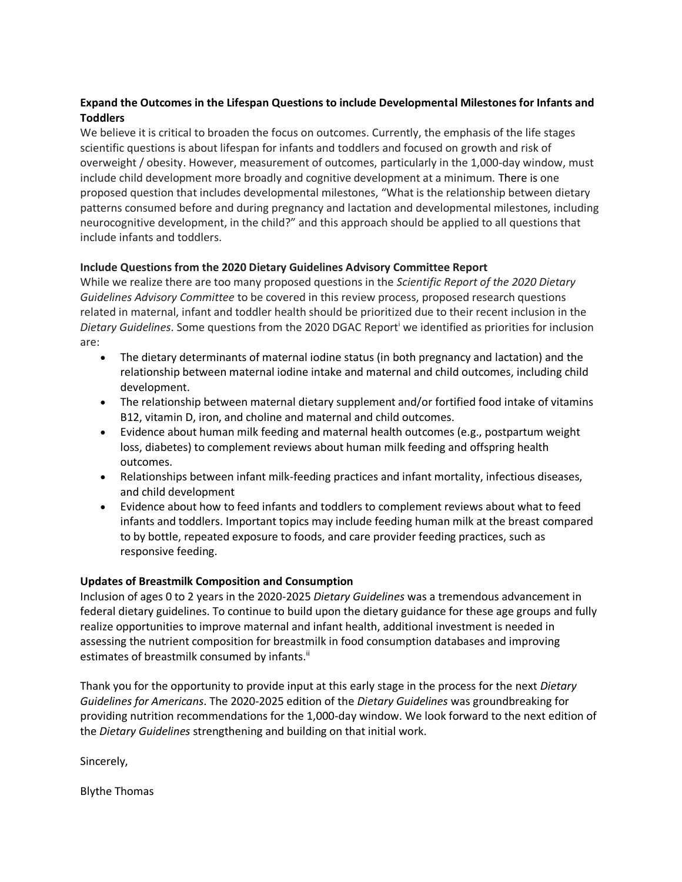**Expand the Outcomes in the Lifespan Questions to include Developmental Milestones for Infants and Toddlers**

We believe it is critical to broaden the focus on outcomes. Currently, the emphasis of the life stages scientific questions is about lifespan for infants and toddlers and focused on growth and risk of overweight / obesity. However, measurement of outcomes, particularly in the 1,000-day window, must include child development more broadly and cognitive development at a minimum. There is one proposed question that includes developmental milestones, "What is the relationship between dietary patterns consumed before and during pregnancy and lactation and developmental milestones, including neurocognitive development, in the child?" and this approach should be applied to all questions that include infants and toddlers.

**Include Questions from the 2020 Dietary Guidelines Advisory Committee Report**

While we realize there are too many proposed questions in the *Scientific Report of the 2020 Dietary Guidelines Advisory Committee* to be covered in this review process, proposed research questions related in maternal, infant and toddler health should be prioritized due to their recent inclusion in the *Dietary Guidelines*. Some questions from the 2020 DGAC Report[i] we identified as priorities for inclusion are:

- The dietary determinants of maternal iodine status (in both pregnancy and lactation) and the relationship between maternal iodine intake and maternal and child outcomes, including child development.
- The relationship between maternal dietary supplement and/or fortified food intake of vitamins B12, vitamin D, iron, and choline and maternal and child outcomes.
- Evidence about human milk feeding and maternal health outcomes (e.g., postpartum weight loss, diabetes) to complement reviews about human milk feeding and offspring health outcomes.
- Relationships between infant milk-feeding practices and infant mortality, infectious diseases, and child development
- Evidence about how to feed infants and toddlers to complement reviews about what to feed infants and toddlers. Important topics may include feeding human milk at the breast compared to by bottle, repeated exposure to foods, and care provider feeding practices, such as responsive feeding.

**Updates of Breastmilk Composition and Consumption**

Inclusion of ages 0 to 2 years in the 2020-2025 *Dietary Guidelines* was a tremendous advancement in federal dietary guidelines. To continue to build upon the dietary guidance for these age groups and fully realize opportunities to improve maternal and infant health, additional investment is needed in assessing the nutrient composition for breastmilk in food consumption databases and improving estimates of breastmilk consumed by infants.[ii]

Thank you for the opportunity to provide input at this early stage in the process for the next *Dietary Guidelines for Americans*. The 2020-2025 edition of the *Dietary Guidelines* was groundbreaking for providing nutrition recommendations for the 1,000-day window. We look forward to the next edition of the *Dietary Guidelines* strengthening and building on that initial work.

Sincerely,

Blythe Thomas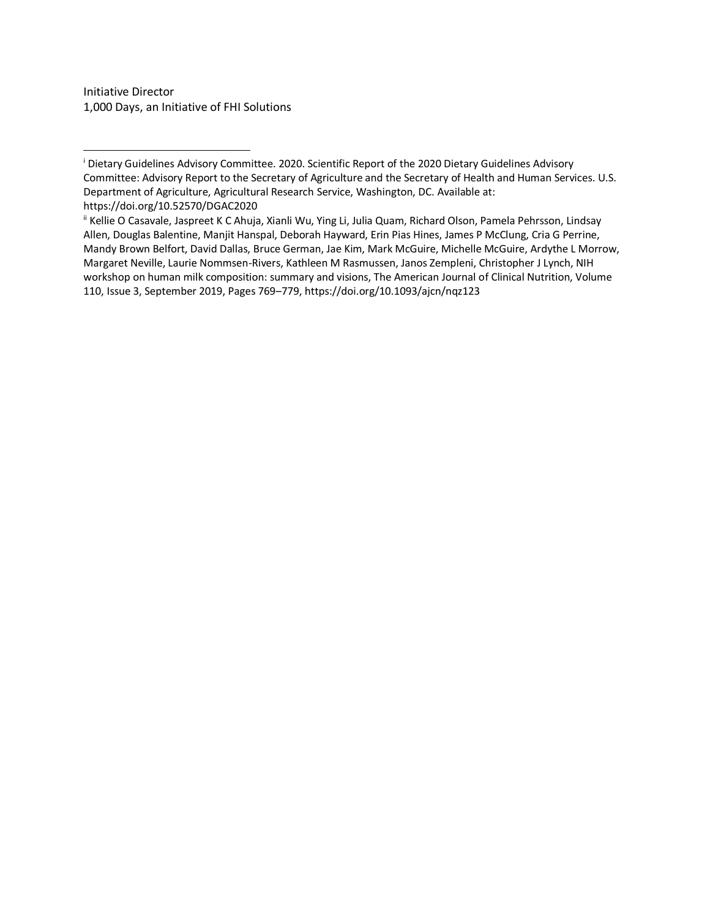Initiative Director  
1,000 Days, an Initiative of FHI Solutions

---

[i] Dietary Guidelines Advisory Committee. 2020. Scientific Report of the 2020 Dietary Guidelines Advisory Committee: Advisory Report to the Secretary of Agriculture and the Secretary of Health and Human Services. U.S. Department of Agriculture, Agricultural Research Service, Washington, DC. Available at: https://doi.org/10.52570/DGAC2020

[ii] Kellie O Casavale, Jaspreet K C Ahuja, Xianli Wu, Ying Li, Julia Quam, Richard Olson, Pamela Pehrsson, Lindsay Allen, Douglas Balentine, Manjit Hanspal, Deborah Hayward, Erin Pias Hines, James P McClung, Cria G Perrine, Mandy Brown Belfort, David Dallas, Bruce German, Jae Kim, Mark McGuire, Michelle McGuire, Ardythe L Morrow, Margaret Neville, Laurie Nommsen-Rivers, Kathleen M Rasmussen, Janos Zempleni, Christopher J Lynch, NIH workshop on human milk composition: summary and visions, The American Journal of Clinical Nutrition, Volume 110, Issue 3, September 2019, Pages 769–779, https://doi.org/10.1093/ajcn/nqz123